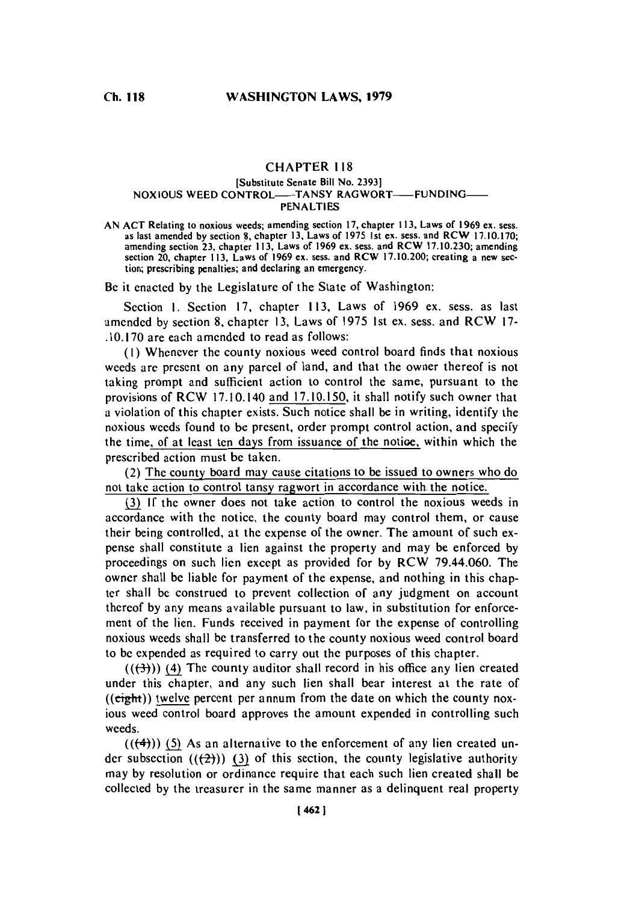# CHAPTER 118

[Substitute Senate Bill No. 2393]

NOXIOUS WEED CONTROL——TANSY RAGWORT——FUNDING——PENALTIES

AN ACT Relating to noxious weeds; amending section 17, chapter 113, Laws of 1969 ex. sess. as last amended by section 8, chapter 13, Laws of 1975 1st ex. sess. and RCW 17.10.170; amending section 23, chapter 113, Laws of 1969 ex. sess. and RCW 17.10.230; amending section 20, chapter 113, Laws of 1969 ex. sess. and RCW 17.10.200; creating a new section; prescribing penalties; and declaring an emergency.

Be it enacted by the Legislature of the State of Washington:

Section 1. Section 17, chapter 113, Laws of 1969 ex. sess. as last amended by section 8, chapter 13, Laws of 1975 1st ex. sess. and RCW 17-.10.170 are each amended to read as follows:

(1) Whenever the county noxious weed control board finds that noxious weeds are present on any parcel of land, and that the owner thereof is not taking prompt and sufficient action to control the same, pursuant to the provisions of RCW 17.10.140 and 17.10.150, it shall notify such owner that a violation of this chapter exists. Such notice shall be in writing, identify the noxious weeds found to be present, order prompt control action, and specify the time, of at least ten days from issuance of the notice, within which the prescribed action must be taken.

(2) The county board may cause citations to be issued to owners who do not take action to control tansy ragwort in accordance with the notice.

(3) If the owner does not take action to control the noxious weeds in accordance with the notice, the county board may control them, or cause their being controlled, at the expense of the owner. The amount of such expense shall constitute a lien against the property and may be enforced by proceedings on such lien except as provided for by RCW 79.44.060. The owner shall be liable for payment of the expense, and nothing in this chapter shall be construed to prevent collection of any judgment on account thereof by any means available pursuant to law, in substitution for enforcement of the lien. Funds received in payment for the expense of controlling noxious weeds shall be transferred to the county noxious weed control board to be expended as required to carry out the purposes of this chapter.

(((3))) (4) The county auditor shall record in his office any lien created under this chapter, and any such lien shall bear interest at the rate of ((eight)) twelve percent per annum from the date on which the county noxious weed control board approves the amount expended in controlling such weeds.

(((4))) (5) As an alternative to the enforcement of any lien created under subsection (((2))) (3) of this section, the county legislative authority may by resolution or ordinance require that each such lien created shall be collected by the treasurer in the same manner as a delinquent real property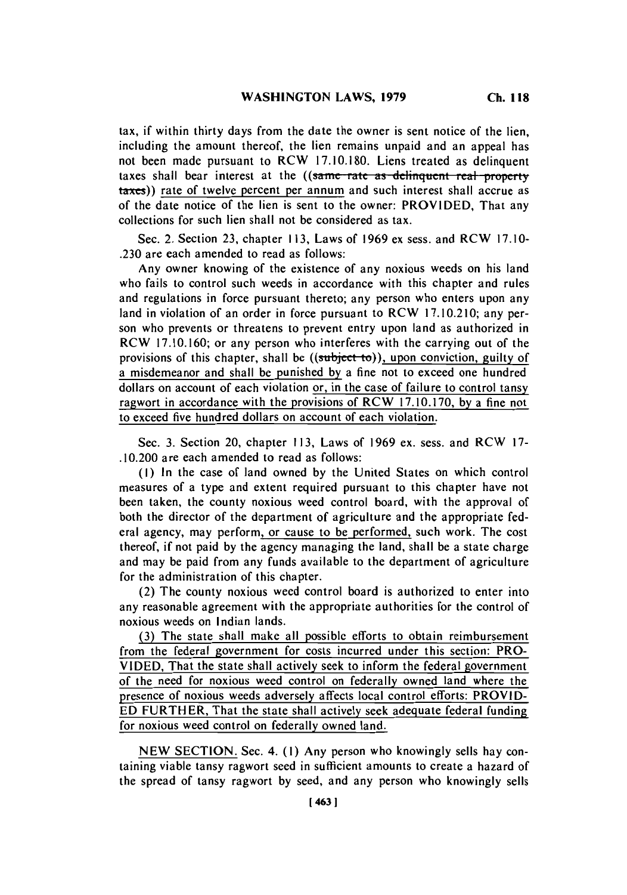tax, if within thirty days from the date the owner is sent notice of the lien, including the amount thereof, the lien remains unpaid and an appeal has not been made pursuant to RCW 17.10.180. Liens treated as delinquent taxes shall bear interest at the ((~~same rate as delinquent real property taxes~~)) rate of twelve percent per annum and such interest shall accrue as of the date notice of the lien is sent to the owner: PROVIDED, That any collections for such lien shall not be considered as tax.

Sec. 2. Section 23, chapter 113, Laws of 1969 ex sess. and RCW 17.10-.230 are each amended to read as follows:

Any owner knowing of the existence of any noxious weeds on his land who fails to control such weeds in accordance with this chapter and rules and regulations in force pursuant thereto; any person who enters upon any land in violation of an order in force pursuant to RCW 17.10.210; any person who prevents or threatens to prevent entry upon land as authorized in RCW 17.10.160; or any person who interferes with the carrying out of the provisions of this chapter, shall be ((~~subject to~~)), upon conviction, guilty of a misdemeanor and shall be punished by a fine not to exceed one hundred dollars on account of each violation or, in the case of failure to control tansy ragwort in accordance with the provisions of RCW 17.10.170, by a fine not to exceed five hundred dollars on account of each violation.

Sec. 3. Section 20, chapter 113, Laws of 1969 ex. sess. and RCW 17-.10.200 are each amended to read as follows:

(1) In the case of land owned by the United States on which control measures of a type and extent required pursuant to this chapter have not been taken, the county noxious weed control board, with the approval of both the director of the department of agriculture and the appropriate federal agency, may perform, or cause to be performed, such work. The cost thereof, if not paid by the agency managing the land, shall be a state charge and may be paid from any funds available to the department of agriculture for the administration of this chapter.

(2) The county noxious weed control board is authorized to enter into any reasonable agreement with the appropriate authorities for the control of noxious weeds on Indian lands.

(3) The state shall make all possible efforts to obtain reimbursement from the federal government for costs incurred under this section: PROVIDED, That the state shall actively seek to inform the federal government of the need for noxious weed control on federally owned land where the presence of noxious weeds adversely affects local control efforts: PROVIDED FURTHER, That the state shall actively seek adequate federal funding for noxious weed control on federally owned land.

NEW SECTION. Sec. 4. (1) Any person who knowingly sells hay containing viable tansy ragwort seed in sufficient amounts to create a hazard of the spread of tansy ragwort by seed, and any person who knowingly sells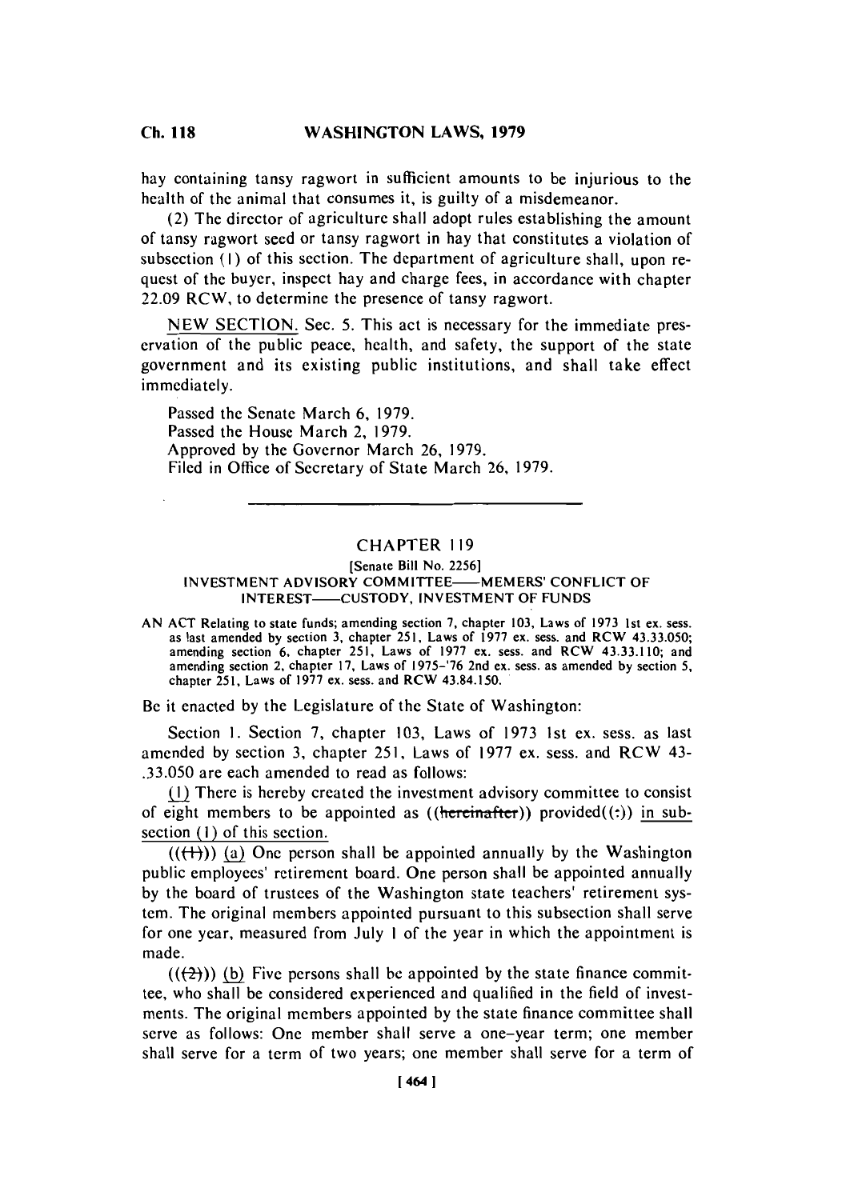hay containing tansy ragwort in sufficient amounts to be injurious to the health of the animal that consumes it, is guilty of a misdemeanor.

(2) The director of agriculture shall adopt rules establishing the amount of tansy ragwort seed or tansy ragwort in hay that constitutes a violation of subsection (1) of this section. The department of agriculture shall, upon request of the buyer, inspect hay and charge fees, in accordance with chapter 22.09 RCW, to determine the presence of tansy ragwort.

NEW SECTION. Sec. 5. This act is necessary for the immediate preservation of the public peace, health, and safety, the support of the state government and its existing public institutions, and shall take effect immediately.

Passed the Senate March 6, 1979.
Passed the House March 2, 1979.
Approved by the Governor March 26, 1979.
Filed in Office of Secretary of State March 26, 1979.

---

## CHAPTER 119

[Senate Bill No. 2256]

### INVESTMENT ADVISORY COMMITTEE——MEMERS' CONFLICT OF INTEREST——CUSTODY, INVESTMENT OF FUNDS

AN ACT Relating to state funds; amending section 7, chapter 103, Laws of 1973 1st ex. sess. as last amended by section 3, chapter 251, Laws of 1977 ex. sess. and RCW 43.33.050; amending section 6, chapter 251, Laws of 1977 ex. sess. and RCW 43.33.110; and amending section 2, chapter 17, Laws of 1975–'76 2nd ex. sess. as amended by section 5, chapter 251, Laws of 1977 ex. sess. and RCW 43.84.150.

Be it enacted by the Legislature of the State of Washington:

Section 1. Section 7, chapter 103, Laws of 1973 1st ex. sess. as last amended by section 3, chapter 251, Laws of 1977 ex. sess. and RCW 43-.33.050 are each amended to read as follows:

(1) There is hereby created the investment advisory committee to consist of eight members to be appointed as ((~~hereinafter~~)) provided((:)) in subsection (1) of this section.

((~~(1)~~)) (a) One person shall be appointed annually by the Washington public employees' retirement board. One person shall be appointed annually by the board of trustees of the Washington state teachers' retirement system. The original members appointed pursuant to this subsection shall serve for one year, measured from July 1 of the year in which the appointment is made.

((~~(2)~~)) (b) Five persons shall be appointed by the state finance committee, who shall be considered experienced and qualified in the field of investments. The original members appointed by the state finance committee shall serve as follows: One member shall serve a one–year term; one member shall serve for a term of two years; one member shall serve for a term of